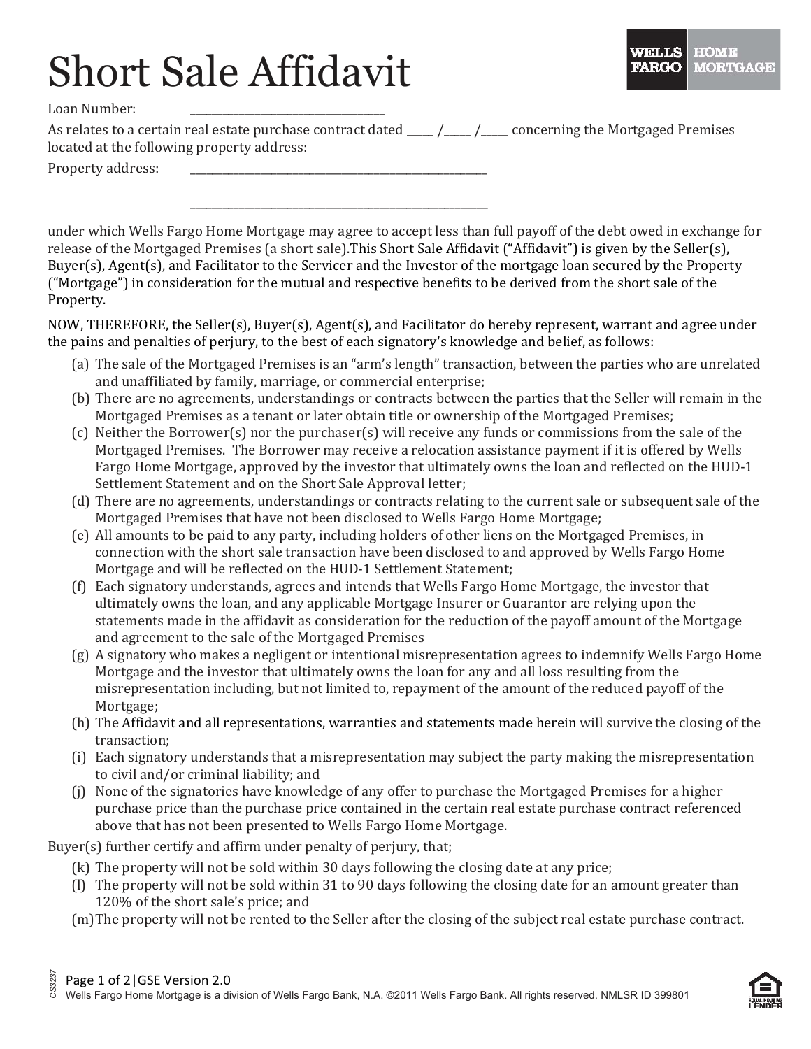# Short Sale Affidavit

WELLS FARGO HOME MORTGAGE

Loan Number: ______________________________

As relates to a certain real estate purchase contract dated _____ /_____ /_____ concerning the Mortgaged Premises located at the following property address:

Property address: __________________________________________________

__________________________________________________

under which Wells Fargo Home Mortgage may agree to accept less than full payoff of the debt owed in exchange for release of the Mortgaged Premises (a short sale).This Short Sale Affidavit ("Affidavit") is given by the Seller(s), Buyer(s), Agent(s), and Facilitator to the Servicer and the Investor of the mortgage loan secured by the Property ("Mortgage") in consideration for the mutual and respective benefits to be derived from the short sale of the Property.

NOW, THEREFORE, the Seller(s), Buyer(s), Agent(s), and Facilitator do hereby represent, warrant and agree under the pains and penalties of perjury, to the best of each signatory's knowledge and belief, as follows:

(a) The sale of the Mortgaged Premises is an "arm's length" transaction, between the parties who are unrelated and unaffiliated by family, marriage, or commercial enterprise;

(b) There are no agreements, understandings or contracts between the parties that the Seller will remain in the Mortgaged Premises as a tenant or later obtain title or ownership of the Mortgaged Premises;

(c) Neither the Borrower(s) nor the purchaser(s) will receive any funds or commissions from the sale of the Mortgaged Premises. The Borrower may receive a relocation assistance payment if it is offered by Wells Fargo Home Mortgage, approved by the investor that ultimately owns the loan and reflected on the HUD-1 Settlement Statement and on the Short Sale Approval letter;

(d) There are no agreements, understandings or contracts relating to the current sale or subsequent sale of the Mortgaged Premises that have not been disclosed to Wells Fargo Home Mortgage;

(e) All amounts to be paid to any party, including holders of other liens on the Mortgaged Premises, in connection with the short sale transaction have been disclosed to and approved by Wells Fargo Home Mortgage and will be reflected on the HUD-1 Settlement Statement;

(f) Each signatory understands, agrees and intends that Wells Fargo Home Mortgage, the investor that ultimately owns the loan, and any applicable Mortgage Insurer or Guarantor are relying upon the statements made in the affidavit as consideration for the reduction of the payoff amount of the Mortgage and agreement to the sale of the Mortgaged Premises

(g) A signatory who makes a negligent or intentional misrepresentation agrees to indemnify Wells Fargo Home Mortgage and the investor that ultimately owns the loan for any and all loss resulting from the misrepresentation including, but not limited to, repayment of the amount of the reduced payoff of the Mortgage;

(h) The Affidavit and all representations, warranties and statements made herein will survive the closing of the transaction;

(i) Each signatory understands that a misrepresentation may subject the party making the misrepresentation to civil and/or criminal liability; and

(j) None of the signatories have knowledge of any offer to purchase the Mortgaged Premises for a higher purchase price than the purchase price contained in the certain real estate purchase contract referenced above that has not been presented to Wells Fargo Home Mortgage.

Buyer(s) further certify and affirm under penalty of perjury, that;

(k) The property will not be sold within 30 days following the closing date at any price;

(l) The property will not be sold within 31 to 90 days following the closing date for an amount greater than 120% of the short sale's price; and

(m) The property will not be rented to the Seller after the closing of the subject real estate purchase contract.

CS3237

GSE Version 2.0

Wells Fargo Home Mortgage is a division of Wells Fargo Bank, N.A. ©2011 Wells Fargo Bank. All rights reserved. NMLSR ID 399801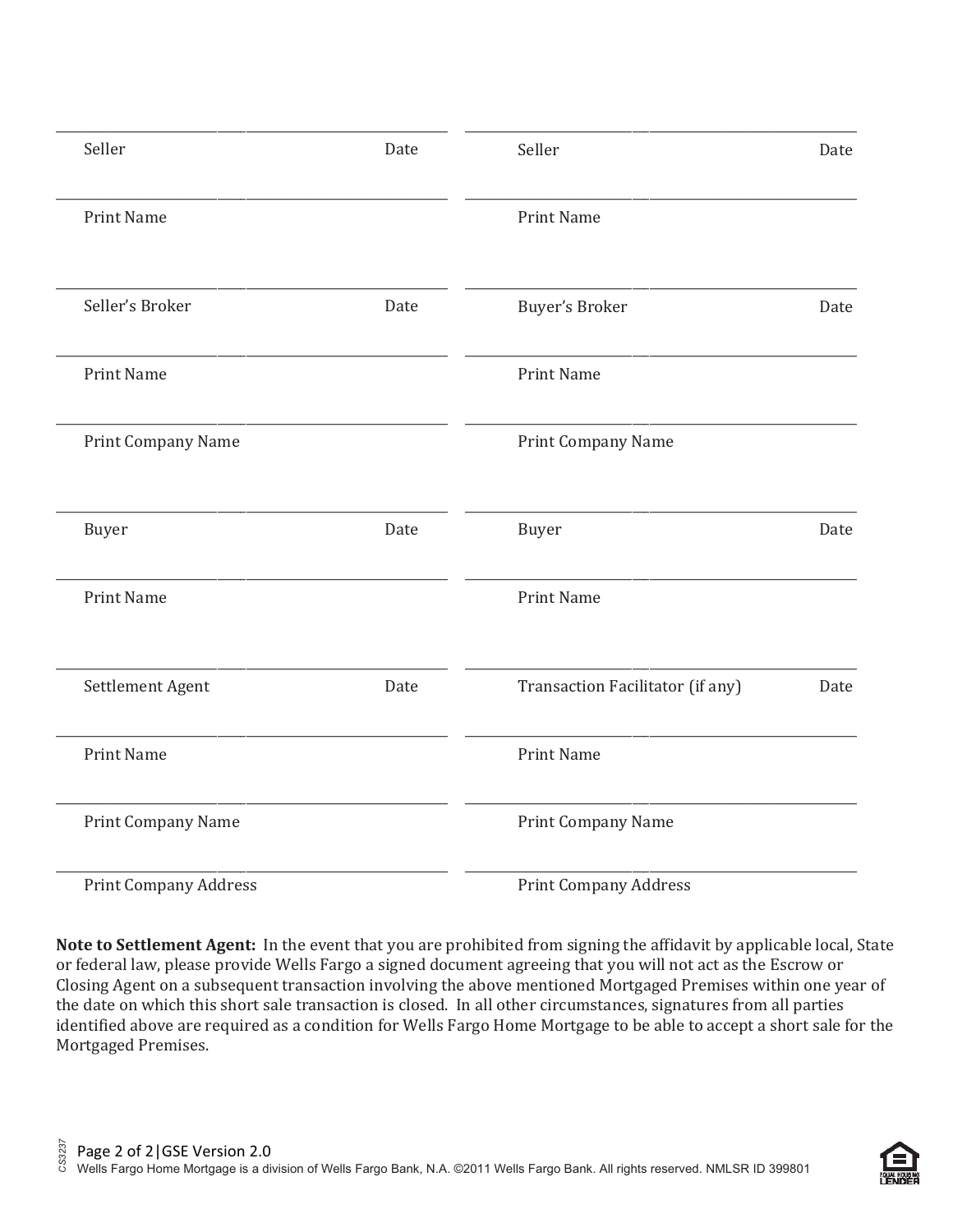| | |
|---|---|
| Seller Date | Seller Date |
| Print Name | Print Name |
| Seller's Broker Date | Buyer's Broker Date |
| Print Name | Print Name |
| Print Company Name | Print Company Name |
| Buyer Date | Buyer Date |
| Print Name | Print Name |
| Settlement Agent Date | Transaction Facilitator (if any) Date |
| Print Name | Print Name |
| Print Company Name | Print Company Name |
| Print Company Address | Print Company Address |

**Note to Settlement Agent:** In the event that you are prohibited from signing the affidavit by applicable local, State or federal law, please provide Wells Fargo a signed document agreeing that you will not act as the Escrow or Closing Agent on a subsequent transaction involving the above mentioned Mortgaged Premises within one year of the date on which this short sale transaction is closed. In all other circumstances, signatures from all parties identified above are required as a condition for Wells Fargo Home Mortgage to be able to accept a short sale for the Mortgaged Premises.

CS3237

GSE Version 2.0

Wells Fargo Home Mortgage is a division of Wells Fargo Bank, N.A. ©2011 Wells Fargo Bank. All rights reserved. NMLSR ID 399801